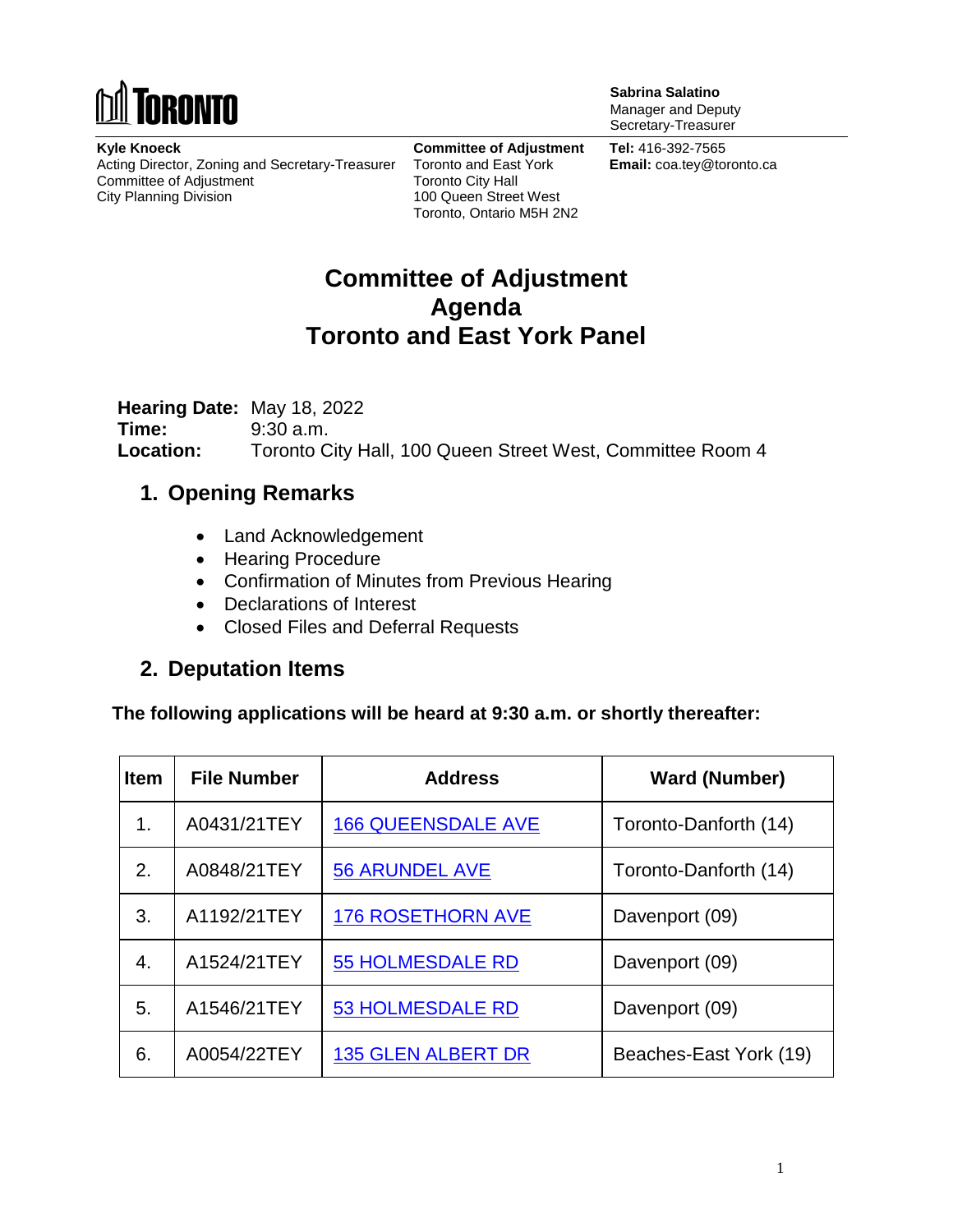TORONTO

**Sabrina Salatino**
Manager and Deputy Secretary-Treasurer

**Kyle Knoeck**
Acting Director, Zoning and Secretary-Treasurer
Committee of Adjustment
City Planning Division

**Committee of Adjustment**
Toronto and East York
Toronto City Hall
100 Queen Street West
Toronto, Ontario M5H 2N2

**Tel:** 416-392-7565
**Email:** coa.tey@toronto.ca

# Committee of Adjustment Agenda Toronto and East York Panel

**Hearing Date:** May 18, 2022
**Time:** 9:30 a.m.
**Location:** Toronto City Hall, 100 Queen Street West, Committee Room 4

## 1. Opening Remarks

- Land Acknowledgement
- Hearing Procedure
- Confirmation of Minutes from Previous Hearing
- Declarations of Interest
- Closed Files and Deferral Requests

## 2. Deputation Items

**The following applications will be heard at 9:30 a.m. or shortly thereafter:**

| Item | File Number | Address | Ward (Number) |
|---|---|---|---|
| 1. | A0431/21TEY | 166 QUEENSDALE AVE | Toronto-Danforth (14) |
| 2. | A0848/21TEY | 56 ARUNDEL AVE | Toronto-Danforth (14) |
| 3. | A1192/21TEY | 176 ROSETHORN AVE | Davenport (09) |
| 4. | A1524/21TEY | 55 HOLMESDALE RD | Davenport (09) |
| 5. | A1546/21TEY | 53 HOLMESDALE RD | Davenport (09) |
| 6. | A0054/22TEY | 135 GLEN ALBERT DR | Beaches-East York (19) |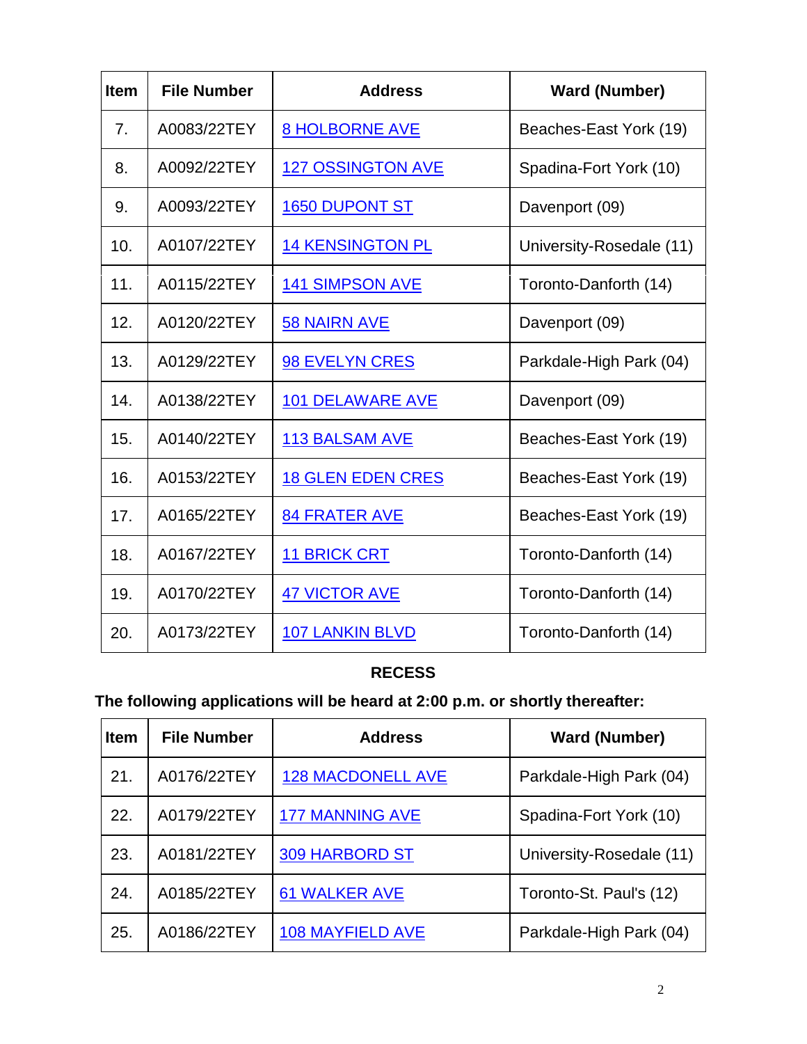| Item | File Number | Address | Ward (Number) |
|---|---|---|---|
| 7. | A0083/22TEY | 8 HOLBORNE AVE | Beaches-East York (19) |
| 8. | A0092/22TEY | 127 OSSINGTON AVE | Spadina-Fort York (10) |
| 9. | A0093/22TEY | 1650 DUPONT ST | Davenport (09) |
| 10. | A0107/22TEY | 14 KENSINGTON PL | University-Rosedale (11) |
| 11. | A0115/22TEY | 141 SIMPSON AVE | Toronto-Danforth (14) |
| 12. | A0120/22TEY | 58 NAIRN AVE | Davenport (09) |
| 13. | A0129/22TEY | 98 EVELYN CRES | Parkdale-High Park (04) |
| 14. | A0138/22TEY | 101 DELAWARE AVE | Davenport (09) |
| 15. | A0140/22TEY | 113 BALSAM AVE | Beaches-East York (19) |
| 16. | A0153/22TEY | 18 GLEN EDEN CRES | Beaches-East York (19) |
| 17. | A0165/22TEY | 84 FRATER AVE | Beaches-East York (19) |
| 18. | A0167/22TEY | 11 BRICK CRT | Toronto-Danforth (14) |
| 19. | A0170/22TEY | 47 VICTOR AVE | Toronto-Danforth (14) |
| 20. | A0173/22TEY | 107 LANKIN BLVD | Toronto-Danforth (14) |

**RECESS**

**The following applications will be heard at 2:00 p.m. or shortly thereafter:**

| Item | File Number | Address | Ward (Number) |
|---|---|---|---|
| 21. | A0176/22TEY | 128 MACDONELL AVE | Parkdale-High Park (04) |
| 22. | A0179/22TEY | 177 MANNING AVE | Spadina-Fort York (10) |
| 23. | A0181/22TEY | 309 HARBORD ST | University-Rosedale (11) |
| 24. | A0185/22TEY | 61 WALKER AVE | Toronto-St. Paul's (12) |
| 25. | A0186/22TEY | 108 MAYFIELD AVE | Parkdale-High Park (04) |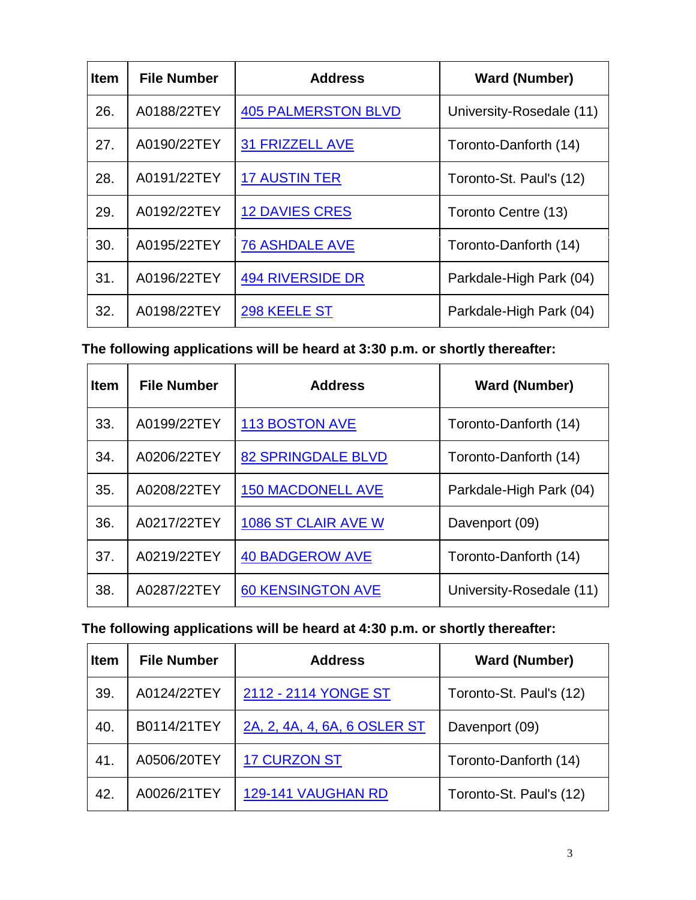| Item | File Number | Address | Ward (Number) |
|---|---|---|---|
| 26. | A0188/22TEY | 405 PALMERSTON BLVD | University-Rosedale (11) |
| 27. | A0190/22TEY | 31 FRIZZELL AVE | Toronto-Danforth (14) |
| 28. | A0191/22TEY | 17 AUSTIN TER | Toronto-St. Paul's (12) |
| 29. | A0192/22TEY | 12 DAVIES CRES | Toronto Centre (13) |
| 30. | A0195/22TEY | 76 ASHDALE AVE | Toronto-Danforth (14) |
| 31. | A0196/22TEY | 494 RIVERSIDE DR | Parkdale-High Park (04) |
| 32. | A0198/22TEY | 298 KEELE ST | Parkdale-High Park (04) |

**The following applications will be heard at 3:30 p.m. or shortly thereafter:**

| Item | File Number | Address | Ward (Number) |
|---|---|---|---|
| 33. | A0199/22TEY | 113 BOSTON AVE | Toronto-Danforth (14) |
| 34. | A0206/22TEY | 82 SPRINGDALE BLVD | Toronto-Danforth (14) |
| 35. | A0208/22TEY | 150 MACDONELL AVE | Parkdale-High Park (04) |
| 36. | A0217/22TEY | 1086 ST CLAIR AVE W | Davenport (09) |
| 37. | A0219/22TEY | 40 BADGEROW AVE | Toronto-Danforth (14) |
| 38. | A0287/22TEY | 60 KENSINGTON AVE | University-Rosedale (11) |

**The following applications will be heard at 4:30 p.m. or shortly thereafter:**

| Item | File Number | Address | Ward (Number) |
|---|---|---|---|
| 39. | A0124/22TEY | 2112 - 2114 YONGE ST | Toronto-St. Paul's (12) |
| 40. | B0114/21TEY | 2A, 2, 4A, 4, 6A, 6 OSLER ST | Davenport (09) |
| 41. | A0506/20TEY | 17 CURZON ST | Toronto-Danforth (14) |
| 42. | A0026/21TEY | 129-141 VAUGHAN RD | Toronto-St. Paul's (12) |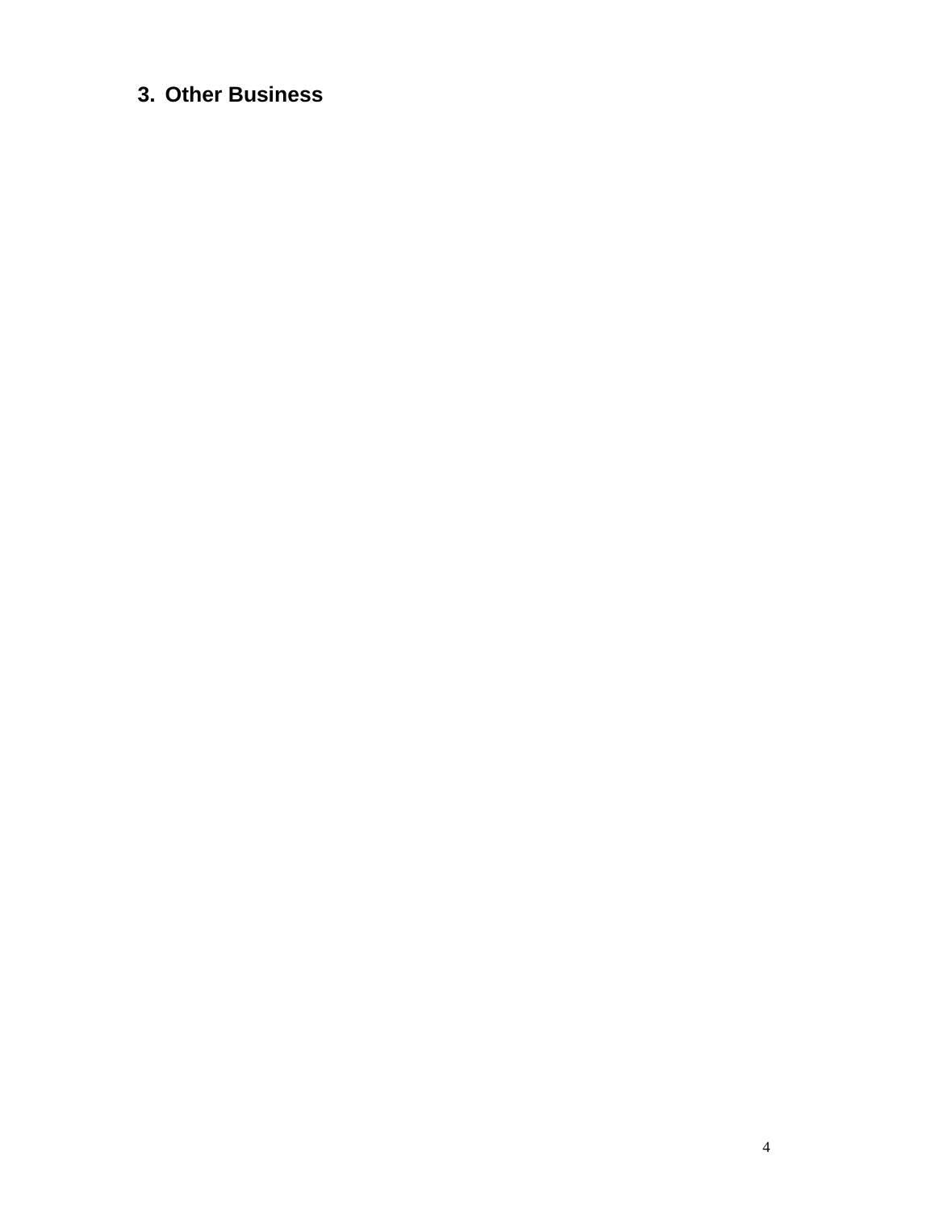## 3. Other Business